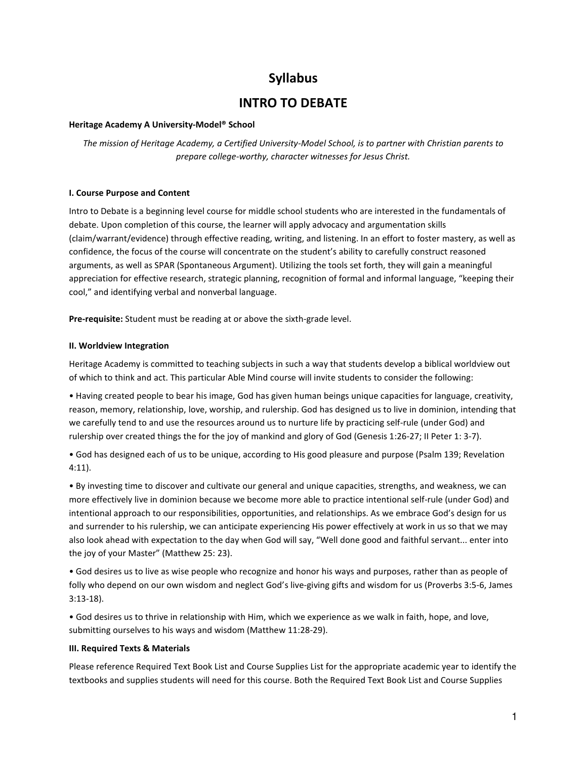# Syllabus

## INTRO TO DEBATE

**Heritage Academy A University-Model® School**

*The mission of Heritage Academy, a Certified University-Model School, is to partner with Christian parents to prepare college-worthy, character witnesses for Jesus Christ.*

### I. Course Purpose and Content

Intro to Debate is a beginning level course for middle school students who are interested in the fundamentals of debate. Upon completion of this course, the learner will apply advocacy and argumentation skills (claim/warrant/evidence) through effective reading, writing, and listening. In an effort to foster mastery, as well as confidence, the focus of the course will concentrate on the student's ability to carefully construct reasoned arguments, as well as SPAR (Spontaneous Argument). Utilizing the tools set forth, they will gain a meaningful appreciation for effective research, strategic planning, recognition of formal and informal language, "keeping their cool," and identifying verbal and nonverbal language.

**Pre-requisite:** Student must be reading at or above the sixth-grade level.

### II. Worldview Integration

Heritage Academy is committed to teaching subjects in such a way that students develop a biblical worldview out of which to think and act. This particular Able Mind course will invite students to consider the following:

- Having created people to bear his image, God has given human beings unique capacities for language, creativity, reason, memory, relationship, love, worship, and rulership. God has designed us to live in dominion, intending that we carefully tend to and use the resources around us to nurture life by practicing self-rule (under God) and rulership over created things the for the joy of mankind and glory of God (Genesis 1:26-27; II Peter 1: 3-7).

- God has designed each of us to be unique, according to His good pleasure and purpose (Psalm 139; Revelation 4:11).

- By investing time to discover and cultivate our general and unique capacities, strengths, and weakness, we can more effectively live in dominion because we become more able to practice intentional self-rule (under God) and intentional approach to our responsibilities, opportunities, and relationships. As we embrace God's design for us and surrender to his rulership, we can anticipate experiencing His power effectively at work in us so that we may also look ahead with expectation to the day when God will say, "Well done good and faithful servant... enter into the joy of your Master" (Matthew 25: 23).

- God desires us to live as wise people who recognize and honor his ways and purposes, rather than as people of folly who depend on our own wisdom and neglect God's live-giving gifts and wisdom for us (Proverbs 3:5-6, James 3:13-18).

- God desires us to thrive in relationship with Him, which we experience as we walk in faith, hope, and love, submitting ourselves to his ways and wisdom (Matthew 11:28-29).

### III. Required Texts & Materials

Please reference Required Text Book List and Course Supplies List for the appropriate academic year to identify the textbooks and supplies students will need for this course. Both the Required Text Book List and Course Supplies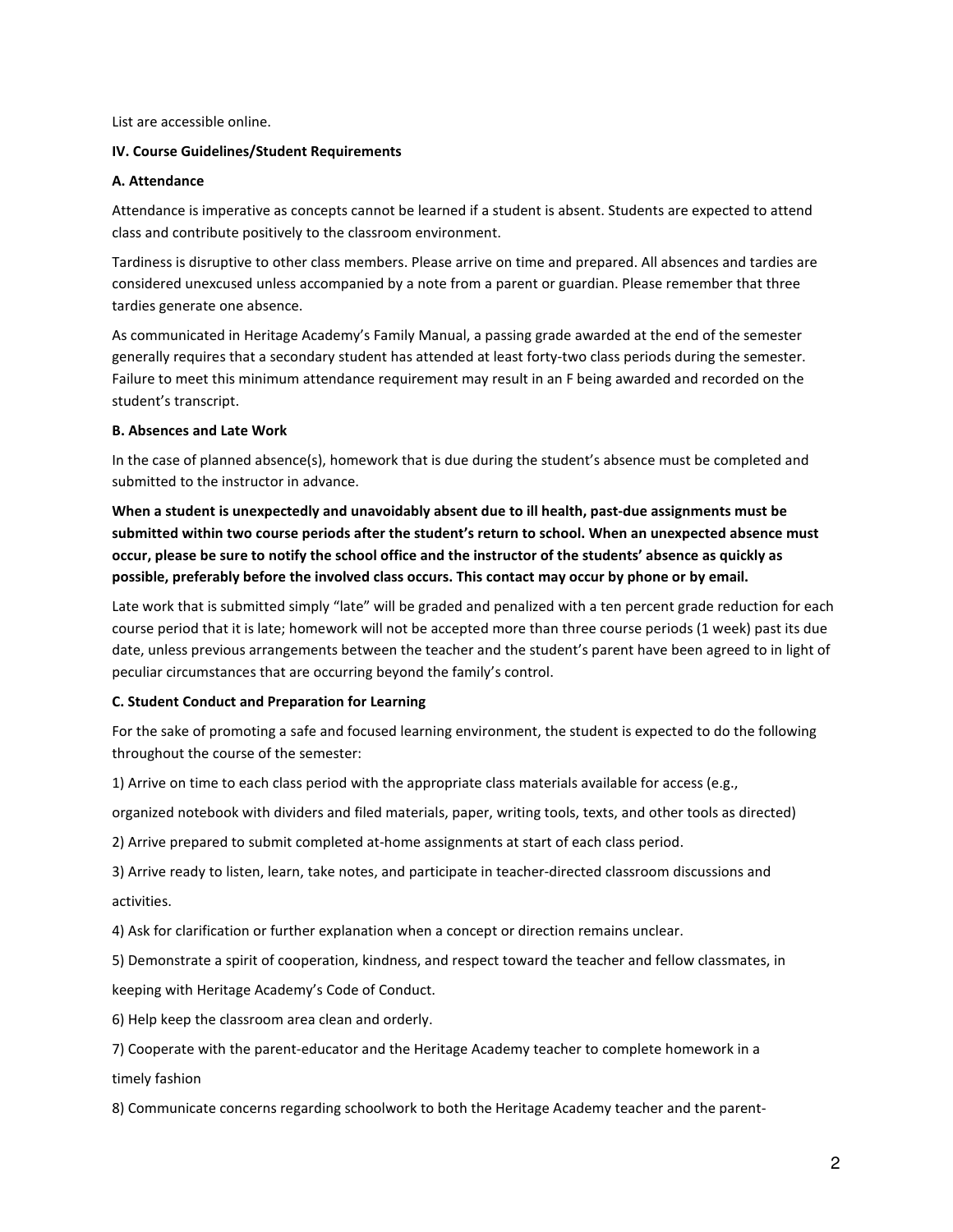List are accessible online.

**IV. Course Guidelines/Student Requirements**

**A. Attendance**

Attendance is imperative as concepts cannot be learned if a student is absent. Students are expected to attend class and contribute positively to the classroom environment.

Tardiness is disruptive to other class members. Please arrive on time and prepared. All absences and tardies are considered unexcused unless accompanied by a note from a parent or guardian. Please remember that three tardies generate one absence.

As communicated in Heritage Academy's Family Manual, a passing grade awarded at the end of the semester generally requires that a secondary student has attended at least forty-two class periods during the semester. Failure to meet this minimum attendance requirement may result in an F being awarded and recorded on the student's transcript.

**B. Absences and Late Work**

In the case of planned absence(s), homework that is due during the student's absence must be completed and submitted to the instructor in advance.

**When a student is unexpectedly and unavoidably absent due to ill health, past-due assignments must be submitted within two course periods after the student's return to school. When an unexpected absence must occur, please be sure to notify the school office and the instructor of the students' absence as quickly as possible, preferably before the involved class occurs. This contact may occur by phone or by email.**

Late work that is submitted simply "late" will be graded and penalized with a ten percent grade reduction for each course period that it is late; homework will not be accepted more than three course periods (1 week) past its due date, unless previous arrangements between the teacher and the student's parent have been agreed to in light of peculiar circumstances that are occurring beyond the family's control.

**C. Student Conduct and Preparation for Learning**

For the sake of promoting a safe and focused learning environment, the student is expected to do the following throughout the course of the semester:

1) Arrive on time to each class period with the appropriate class materials available for access (e.g., organized notebook with dividers and filed materials, paper, writing tools, texts, and other tools as directed)

2) Arrive prepared to submit completed at-home assignments at start of each class period.

3) Arrive ready to listen, learn, take notes, and participate in teacher-directed classroom discussions and activities.

4) Ask for clarification or further explanation when a concept or direction remains unclear.

5) Demonstrate a spirit of cooperation, kindness, and respect toward the teacher and fellow classmates, in keeping with Heritage Academy's Code of Conduct.

6) Help keep the classroom area clean and orderly.

7) Cooperate with the parent-educator and the Heritage Academy teacher to complete homework in a timely fashion

8) Communicate concerns regarding schoolwork to both the Heritage Academy teacher and the parent-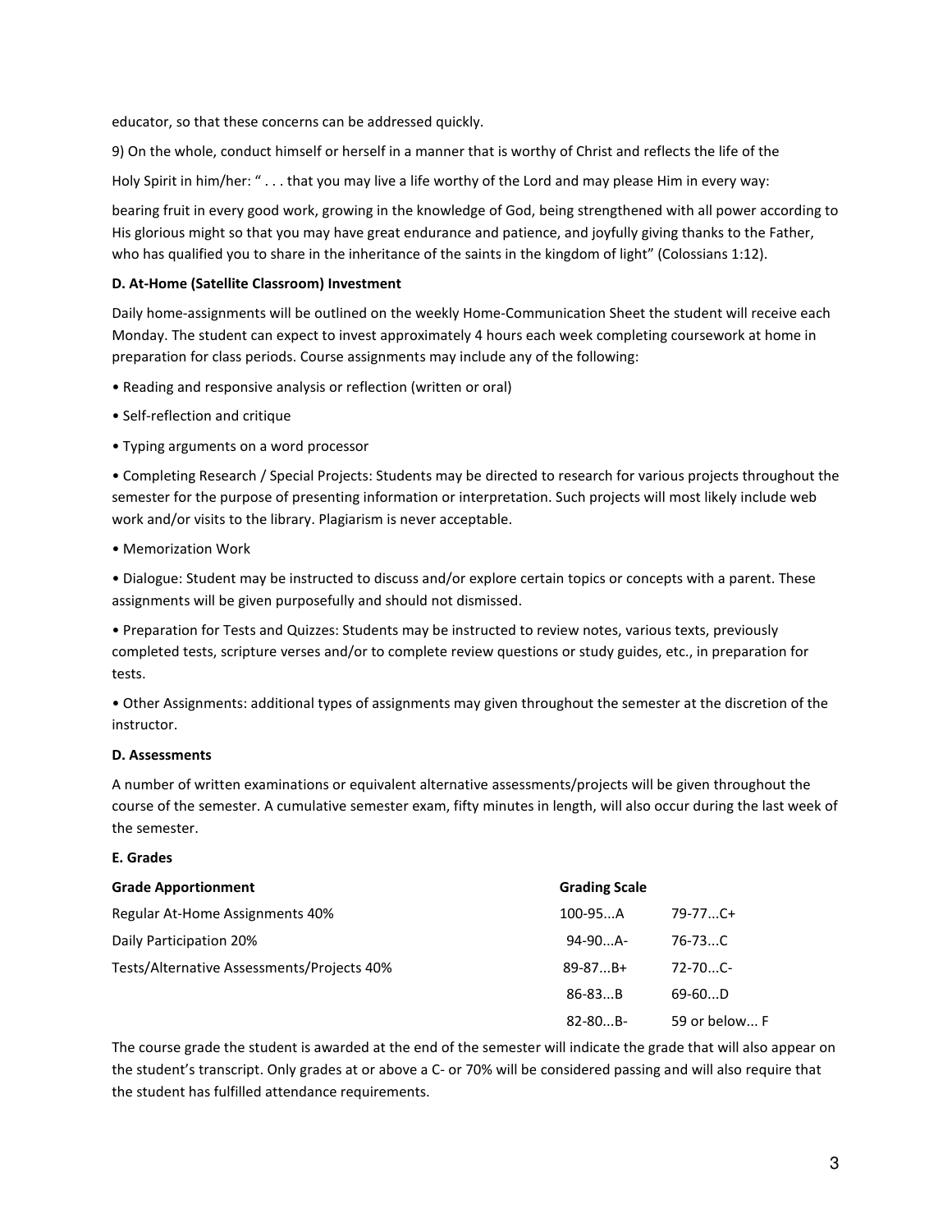educator, so that these concerns can be addressed quickly.

9) On the whole, conduct himself or herself in a manner that is worthy of Christ and reflects the life of the Holy Spirit in him/her: " . . . that you may live a life worthy of the Lord and may please Him in every way: bearing fruit in every good work, growing in the knowledge of God, being strengthened with all power according to His glorious might so that you may have great endurance and patience, and joyfully giving thanks to the Father, who has qualified you to share in the inheritance of the saints in the kingdom of light" (Colossians 1:12).

**D. At-Home (Satellite Classroom) Investment**

Daily home-assignments will be outlined on the weekly Home-Communication Sheet the student will receive each Monday. The student can expect to invest approximately 4 hours each week completing coursework at home in preparation for class periods. Course assignments may include any of the following:

- Reading and responsive analysis or reflection (written or oral)
- Self-reflection and critique
- Typing arguments on a word processor
- Completing Research / Special Projects: Students may be directed to research for various projects throughout the semester for the purpose of presenting information or interpretation. Such projects will most likely include web work and/or visits to the library. Plagiarism is never acceptable.
- Memorization Work
- Dialogue: Student may be instructed to discuss and/or explore certain topics or concepts with a parent. These assignments will be given purposefully and should not dismissed.
- Preparation for Tests and Quizzes: Students may be instructed to review notes, various texts, previously completed tests, scripture verses and/or to complete review questions or study guides, etc., in preparation for tests.
- Other Assignments: additional types of assignments may given throughout the semester at the discretion of the instructor.

**D. Assessments**

A number of written examinations or equivalent alternative assessments/projects will be given throughout the course of the semester. A cumulative semester exam, fifty minutes in length, will also occur during the last week of the semester.

**E. Grades**

| **Grade Apportionment** | **Grading Scale** | |
|---|---|---|
| Regular At-Home Assignments 40% | 100-95...A | 79-77...C+ |
| Daily Participation 20% | 94-90...A- | 76-73...C |
| Tests/Alternative Assessments/Projects 40% | 89-87...B+ | 72-70...C- |
| | 86-83...B | 69-60...D |
| | 82-80...B- | 59 or below... F |

The course grade the student is awarded at the end of the semester will indicate the grade that will also appear on the student's transcript. Only grades at or above a C- or 70% will be considered passing and will also require that the student has fulfilled attendance requirements.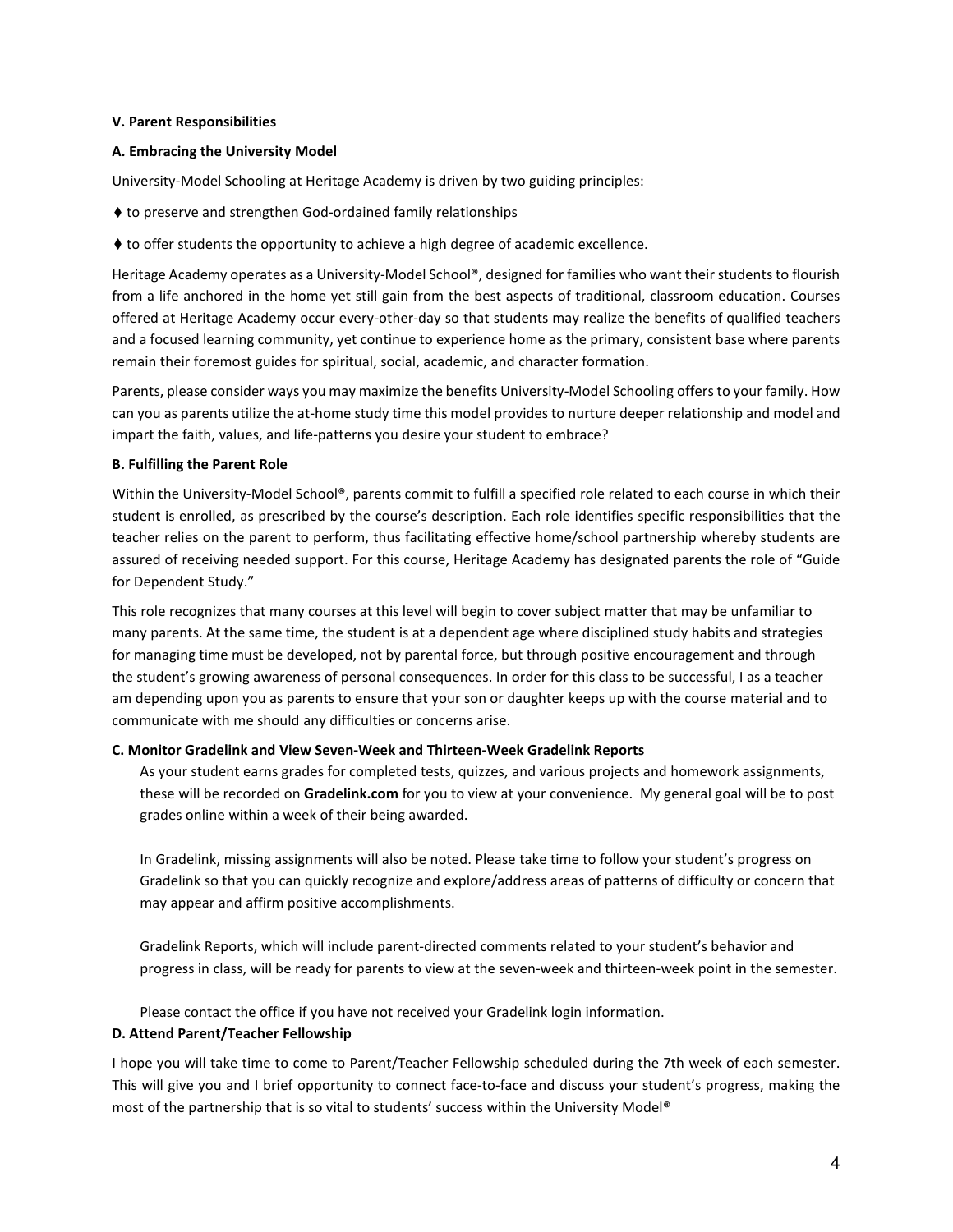**V. Parent Responsibilities**

**A. Embracing the University Model**

University-Model Schooling at Heritage Academy is driven by two guiding principles:

⧫ to preserve and strengthen God-ordained family relationships

⧫ to offer students the opportunity to achieve a high degree of academic excellence.

Heritage Academy operates as a University-Model School®, designed for families who want their students to flourish from a life anchored in the home yet still gain from the best aspects of traditional, classroom education. Courses offered at Heritage Academy occur every-other-day so that students may realize the benefits of qualified teachers and a focused learning community, yet continue to experience home as the primary, consistent base where parents remain their foremost guides for spiritual, social, academic, and character formation.

Parents, please consider ways you may maximize the benefits University-Model Schooling offers to your family. How can you as parents utilize the at-home study time this model provides to nurture deeper relationship and model and impart the faith, values, and life-patterns you desire your student to embrace?

**B. Fulfilling the Parent Role**

Within the University-Model School®, parents commit to fulfill a specified role related to each course in which their student is enrolled, as prescribed by the course's description. Each role identifies specific responsibilities that the teacher relies on the parent to perform, thus facilitating effective home/school partnership whereby students are assured of receiving needed support. For this course, Heritage Academy has designated parents the role of "Guide for Dependent Study."

This role recognizes that many courses at this level will begin to cover subject matter that may be unfamiliar to many parents. At the same time, the student is at a dependent age where disciplined study habits and strategies for managing time must be developed, not by parental force, but through positive encouragement and through the student's growing awareness of personal consequences. In order for this class to be successful, I as a teacher am depending upon you as parents to ensure that your son or daughter keeps up with the course material and to communicate with me should any difficulties or concerns arise.

**C. Monitor Gradelink and View Seven-Week and Thirteen-Week Gradelink Reports**

As your student earns grades for completed tests, quizzes, and various projects and homework assignments, these will be recorded on **Gradelink.com** for you to view at your convenience. My general goal will be to post grades online within a week of their being awarded.

In Gradelink, missing assignments will also be noted. Please take time to follow your student's progress on Gradelink so that you can quickly recognize and explore/address areas of patterns of difficulty or concern that may appear and affirm positive accomplishments.

Gradelink Reports, which will include parent-directed comments related to your student's behavior and progress in class, will be ready for parents to view at the seven-week and thirteen-week point in the semester.

Please contact the office if you have not received your Gradelink login information.

**D. Attend Parent/Teacher Fellowship**

I hope you will take time to come to Parent/Teacher Fellowship scheduled during the 7th week of each semester. This will give you and I brief opportunity to connect face-to-face and discuss your student's progress, making the most of the partnership that is so vital to students' success within the University Model®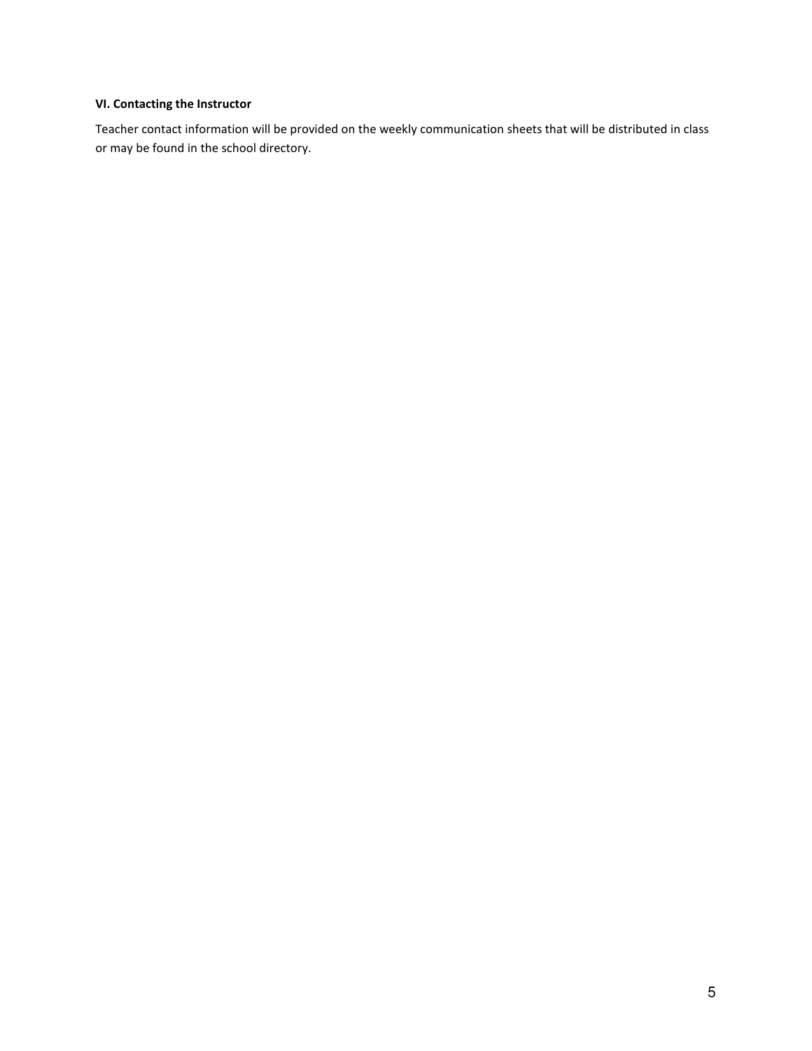**VI. Contacting the Instructor**

Teacher contact information will be provided on the weekly communication sheets that will be distributed in class or may be found in the school directory.